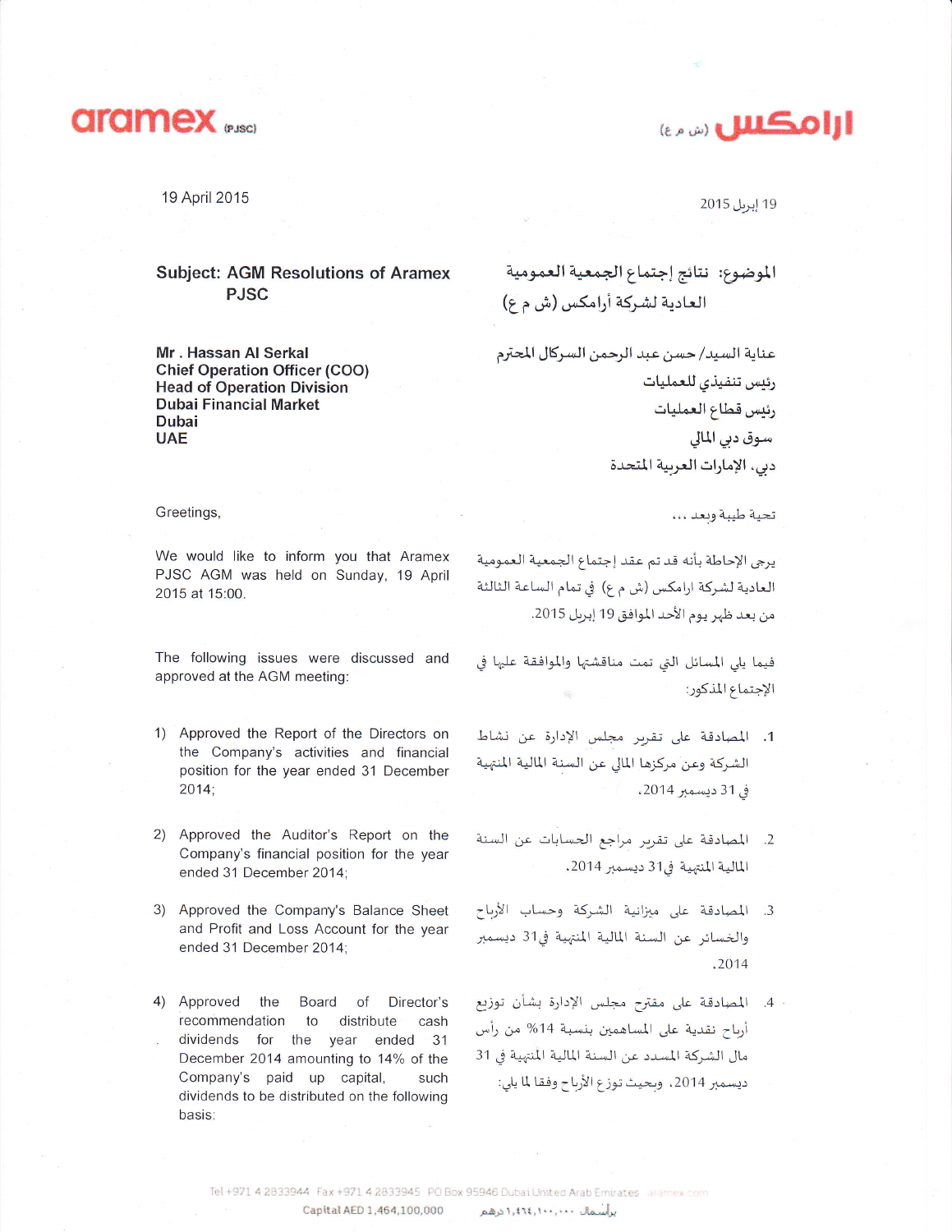aramex (PJSC)

ارامكس (ش م ع)

19 April 2015

19 إبريل 2015

**Subject: AGM Resolutions of Aramex PJSC**

**الموضوع: نتائج إجتماع الجمعية العمومية العادية لشركة أرامكس (ش م ع)**

**Mr . Hassan Al Serkal**
**Chief Operation Officer (COO)**
**Head of Operation Division**
**Dubai Financial Market**
**Dubai**
**UAE**

عناية السيد/ حسن عبد الرحمن السركال المحترم
رئيس تنفيذي للعمليات
رئيس قطاع العمليات
سوق دبي المالي
دبي، الإمارات العربية المتحدة

Greetings,

تحية طيبة وبعد ...

We would like to inform you that Aramex PJSC AGM was held on Sunday, 19 April 2015 at 15:00.

يرجى الإحاطة بأنه قد تم عقد إجتماع الجمعية العمومية العادية لشركة ارامكس (ش م ع) في تمام الساعة الثالثة من بعد ظهر يوم الأحد الموافق 19 إبريل 2015.

The following issues were discussed and approved at the AGM meeting:

فيما يلي المسائل التي تمت مناقشتها والموافقة عليها في الإجتماع المذكور:

1) Approved the Report of the Directors on the Company's activities and financial position for the year ended 31 December 2014;

1. المصادقة على تقرير مجلس الإدارة عن نشاط الشركة وعن مركزها المالي عن السنة المالية المنتهية في 31 ديسمبر 2014.

2) Approved the Auditor's Report on the Company's financial position for the year ended 31 December 2014;

2. المصادقة على تقرير مراجع الحسابات عن السنة المالية المنتهية في 31 ديسمبر 2014.

3) Approved the Company's Balance Sheet and Profit and Loss Account for the year ended 31 December 2014;

3. المصادقة على ميزانية الشركة وحساب الأرباح والخسائر عن السنة المالية المنتهية في 31 ديسمبر 2014.

4) Approved the Board of Director's recommendation to distribute cash dividends for the year ended 31 December 2014 amounting to 14% of the Company's paid up capital, such dividends to be distributed on the following basis:

4. المصادقة على مقترح مجلس الإدارة بشأن توزيع أرباح نقدية على المساهمين بنسبة 14% من رأس مال الشركة المسدد عن السنة المالية المنتهية في 31 ديسمبر 2014. وبحيث توزع الأرباح وفقا لما يلي:

Tel +971 4 2833944 Fax +971 4 2833945 PO Box 95946 Dubai United Arab Emirates aramex.com

Capital AED 1,464,100,000 برأسمال ١,٤٦٤,١٠٠,٠٠٠ درهم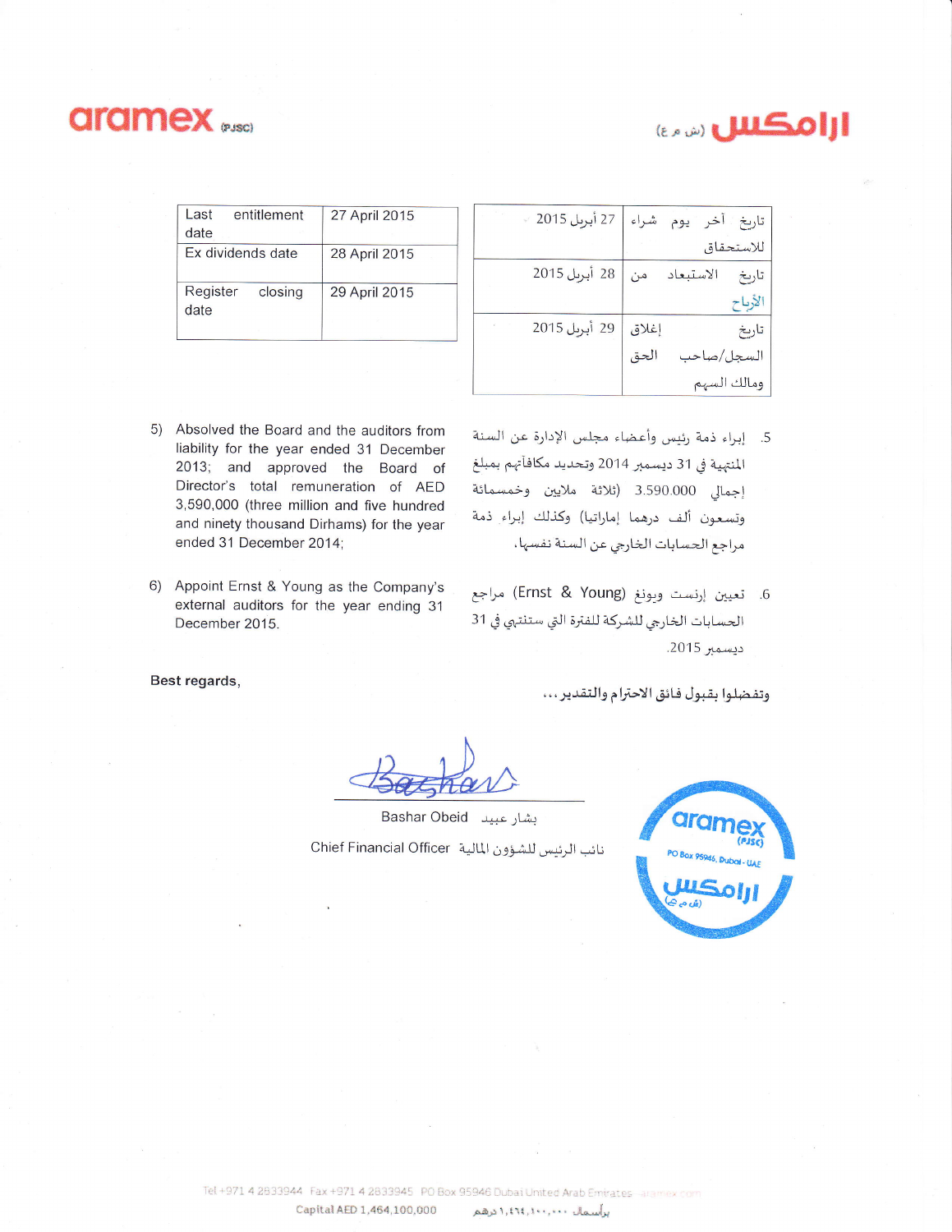| | |
|---|---|
| Last entitlement date | 27 April 2015 |
| Ex dividends date | 28 April 2015 |
| Register closing date | 29 April 2015 |

| | |
|---|---|
| تاريخ آخر يوم شراء للاستحقاق | 27 أبريل 2015 |
| تاريخ الاستبعاد من الأرباح | 28 أبريل 2015 |
| تاريخ إغلاق السجل/صاحب الحق ومالك السهم | 29 أبريل 2015 |

5) Absolved the Board and the auditors from liability for the year ended 31 December 2013; and approved the Board of Director's total remuneration of AED 3,590,000 (three million and five hundred and ninety thousand Dirhams) for the year ended 31 December 2014;

6) Appoint Ernst & Young as the Company's external auditors for the year ending 31 December 2015.

5. إبراء ذمة رئيس وأعضاء مجلس الإدارة عن السنة المنتهية في 31 ديسمبر 2014 وتحديد مكافآتهم بمبلغ إجمالي 3.590.000 (ثلاثة ملايين وخمسمائة وتسعون ألف درهما إماراتيا) وكذلك إبراء ذمة مراجع الحسابات الخارجي عن السنة نفسها.

6. تعيين إرنست ويونغ (Ernst & Young) مراجع الحسابات الخارجي للشركة للفترة التي ستنتهي في 31 ديسمبر 2015.

Best regards,

وتفضلوا بقبول فائق الاحترام والتقدير...

Bashar Obeid بشار عبيد

Chief Financial Officer نائب الرئيس للشؤون المالية